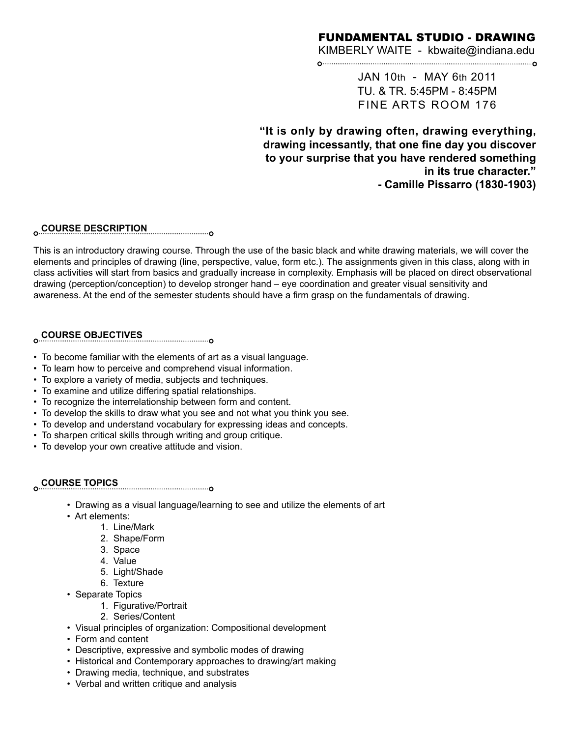# FUNDAMENTAL STUDIO - DRAWING

KIMBERLY WAITE - kbwaite@indiana.edu

JAN 10th - MAY 6th 2011
TU. & TR. 5:45PM - 8:45PM
FINE ARTS ROOM 176

**"It is only by drawing often, drawing everything, drawing incessantly, that one fine day you discover to your surprise that you have rendered something in its true character."**
**- Camille Pissarro (1830-1903)**

## COURSE DESCRIPTION

This is an introductory drawing course. Through the use of the basic black and white drawing materials, we will cover the elements and principles of drawing (line, perspective, value, form etc.). The assignments given in this class, along with in class activities will start from basics and gradually increase in complexity. Emphasis will be placed on direct observational drawing (perception/conception) to develop stronger hand – eye coordination and greater visual sensitivity and awareness. At the end of the semester students should have a firm grasp on the fundamentals of drawing.

## COURSE OBJECTIVES

- To become familiar with the elements of art as a visual language.
- To learn how to perceive and comprehend visual information.
- To explore a variety of media, subjects and techniques.
- To examine and utilize differing spatial relationships.
- To recognize the interrelationship between form and content.
- To develop the skills to draw what you see and not what you think you see.
- To develop and understand vocabulary for expressing ideas and concepts.
- To sharpen critical skills through writing and group critique.
- To develop your own creative attitude and vision.

## COURSE TOPICS

- Drawing as a visual language/learning to see and utilize the elements of art
- Art elements:
    1. Line/Mark
    2. Shape/Form
    3. Space
    4. Value
    5. Light/Shade
    6. Texture
- Separate Topics
    1. Figurative/Portrait
    2. Series/Content
- Visual principles of organization: Compositional development
- Form and content
- Descriptive, expressive and symbolic modes of drawing
- Historical and Contemporary approaches to drawing/art making
- Drawing media, technique, and substrates
- Verbal and written critique and analysis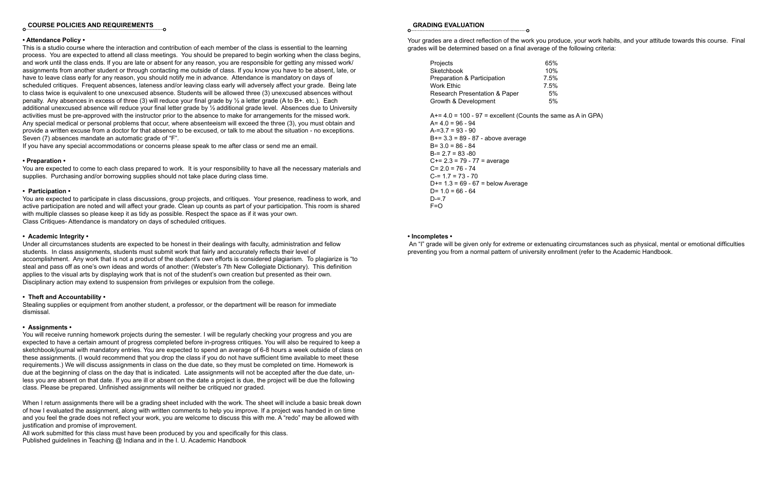## COURSE POLICIES AND REQUIREMENTS

**• Attendance Policy •**

This is a studio course where the interaction and contribution of each member of the class is essential to the learning process. You are expected to attend all class meetings. You should be prepared to begin working when the class begins, and work until the class ends. If you are late or absent for any reason, you are responsible for getting any missed work/ assignments from another student or through contacting me outside of class. If you know you have to be absent, late, or have to leave class early for any reason, you should notify me in advance. Attendance is mandatory on days of scheduled critiques. Frequent absences, lateness and/or leaving class early will adversely affect your grade. Being late to class twice is equivalent to one unexcused absence. Students will be allowed three (3) unexcused absences without penalty. Any absences in excess of three (3) will reduce your final grade by ½ a letter grade (A to B+. etc.). Each additional unexcused absence will reduce your final letter grade by ½ additional grade level. Absences due to University activities must be pre-approved with the instructor prior to the absence to make for arrangements for the missed work. Any special medical or personal problems that occur, where absenteeism will exceed the three (3), you must obtain and provide a written excuse from a doctor for that absence to be excused, or talk to me about the situation - no exceptions. Seven (7) absences mandate an automatic grade of "F".

If you have any special accommodations or concerns please speak to me after class or send me an email.

**• Preparation •**

You are expected to come to each class prepared to work. It is your responsibility to have all the necessary materials and supplies. Purchasing and/or borrowing supplies should not take place during class time.

**• Participation •**

You are expected to participate in class discussions, group projects, and critiques. Your presence, readiness to work, and active participation are noted and will affect your grade. Clean up counts as part of your participation. This room is shared with multiple classes so please keep it as tidy as possible. Respect the space as if it was your own.
Class Critiques- Attendance is mandatory on days of scheduled critiques.

**• Academic Integrity •**

Under all circumstances students are expected to be honest in their dealings with faculty, administration and fellow students. In class assignments, students must submit work that fairly and accurately reflects their level of accomplishment. Any work that is not a product of the student's own efforts is considered plagiarism. To plagiarize is "to steal and pass off as one's own ideas and words of another: (Webster's 7th New Collegiate Dictionary). This definition applies to the visual arts by displaying work that is not of the student's own creation but presented as their own. Disciplinary action may extend to suspension from privileges or expulsion from the college.

**• Theft and Accountability •**

Stealing supplies or equipment from another student, a professor, or the department will be reason for immediate dismissal.

**• Assignments •**

You will receive running homework projects during the semester. I will be regularly checking your progress and you are expected to have a certain amount of progress completed before in-progress critiques. You will also be required to keep a sketchbook/journal with mandatory entries. You are expected to spend an average of 6-8 hours a week outside of class on these assignments. (I would recommend that you drop the class if you do not have sufficient time available to meet these requirements.) We will discuss assignments in class on the due date, so they must be completed on time. Homework is due at the beginning of class on the day that is indicated. Late assignments will not be accepted after the due date, unless you are absent on that date. If you are ill or absent on the date a project is due, the project will be due the following class. Please be prepared. Unfinished assignments will neither be critiqued nor graded.

When I return assignments there will be a grading sheet included with the work. The sheet will include a basic break down of how I evaluated the assignment, along with written comments to help you improve. If a project was handed in on time and you feel the grade does not reflect your work, you are welcome to discuss this with me. A "redo" may be allowed with justification and promise of improvement.
All work submitted for this class must have been produced by you and specifically for this class.
Published guidelines in Teaching @ Indiana and in the I. U. Academic Handbook

## GRADING EVALUATION

Your grades are a direct reflection of the work you produce, your work habits, and your attitude towards this course. Final grades will be determined based on a final average of the following criteria:

| Criteria | Weight |
|---|---|
| Projects | 65% |
| Sketchbook | 10% |
| Preparation & Participation | 7.5% |
| Work Ethic | 7.5% |
| Research Presentation & Paper | 5% |
| Growth & Development | 5% |

A+= 4.0 = 100 - 97 = excellent (Counts the same as A in GPA)
A= 4.0 = 96 - 94
A-=3.7 = 93 - 90
B+= 3.3 = 89 - 87 - above average
B= 3.0 = 86 - 84
B-= 2.7 = 83 -80
C+= 2.3 = 79 - 77 = average
C= 2.0 = 76 - 74
C-= 1.7 = 73 - 70
D+= 1.3 = 69 - 67 = below Average
D= 1.0 = 66 - 64
D-=.7
F=O

**• Incompletes •**

An "I" grade will be given only for extreme or extenuating circumstances such as physical, mental or emotional difficulties preventing you from a normal pattern of university enrollment (refer to the Academic Handbook.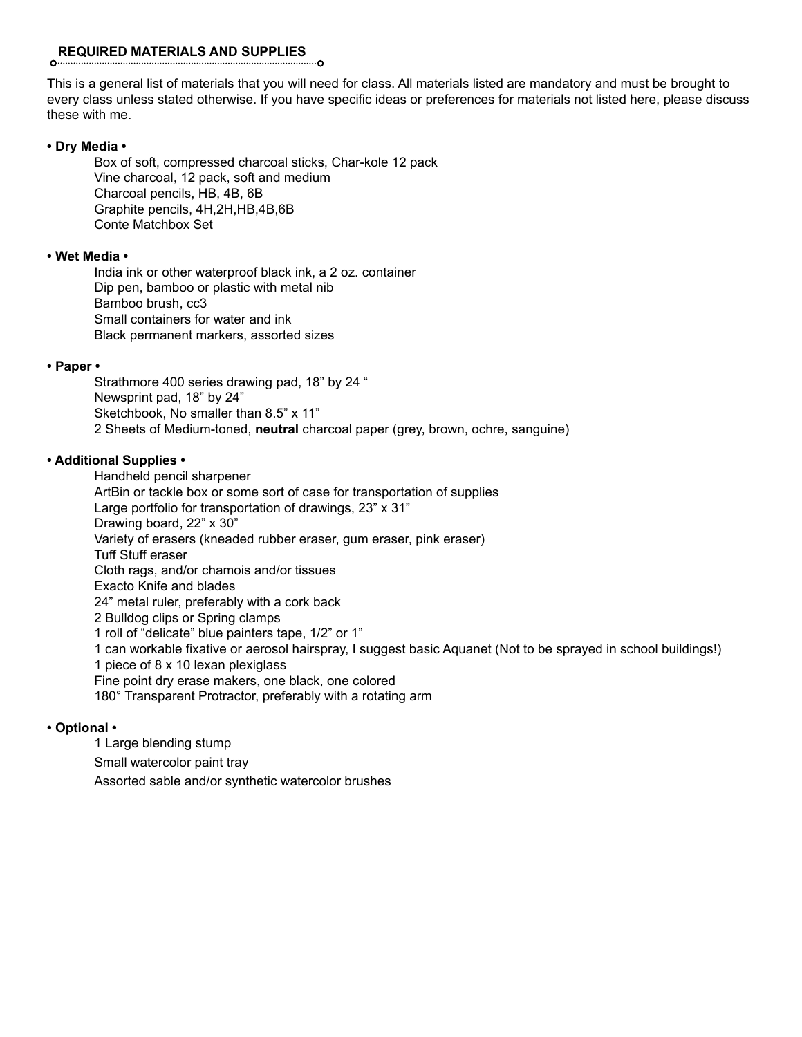## REQUIRED MATERIALS AND SUPPLIES

This is a general list of materials that you will need for class. All materials listed are mandatory and must be brought to every class unless stated otherwise. If you have specific ideas or preferences for materials not listed here, please discuss these with me.

**• Dry Media •**

- Box of soft, compressed charcoal sticks, Char-kole 12 pack
- Vine charcoal, 12 pack, soft and medium
- Charcoal pencils, HB, 4B, 6B
- Graphite pencils, 4H,2H,HB,4B,6B
- Conte Matchbox Set

**• Wet Media •**

- India ink or other waterproof black ink, a 2 oz. container
- Dip pen, bamboo or plastic with metal nib
- Bamboo brush, cc3
- Small containers for water and ink
- Black permanent markers, assorted sizes

**• Paper •**

- Strathmore 400 series drawing pad, 18" by 24 "
- Newsprint pad, 18" by 24"
- Sketchbook, No smaller than 8.5" x 11"
- 2 Sheets of Medium-toned, **neutral** charcoal paper (grey, brown, ochre, sanguine)

**• Additional Supplies •**

- Handheld pencil sharpener
- ArtBin or tackle box or some sort of case for transportation of supplies
- Large portfolio for transportation of drawings, 23" x 31"
- Drawing board, 22" x 30"
- Variety of erasers (kneaded rubber eraser, gum eraser, pink eraser)
- Tuff Stuff eraser
- Cloth rags, and/or chamois and/or tissues
- Exacto Knife and blades
- 24" metal ruler, preferably with a cork back
- 2 Bulldog clips or Spring clamps
- 1 roll of "delicate" blue painters tape, 1/2" or 1"
- 1 can workable fixative or aerosol hairspray, I suggest basic Aquanet (Not to be sprayed in school buildings!)
- 1 piece of 8 x 10 lexan plexiglass
- Fine point dry erase makers, one black, one colored
- 180° Transparent Protractor, preferably with a rotating arm

**• Optional •**

- 1 Large blending stump
- Small watercolor paint tray
- Assorted sable and/or synthetic watercolor brushes